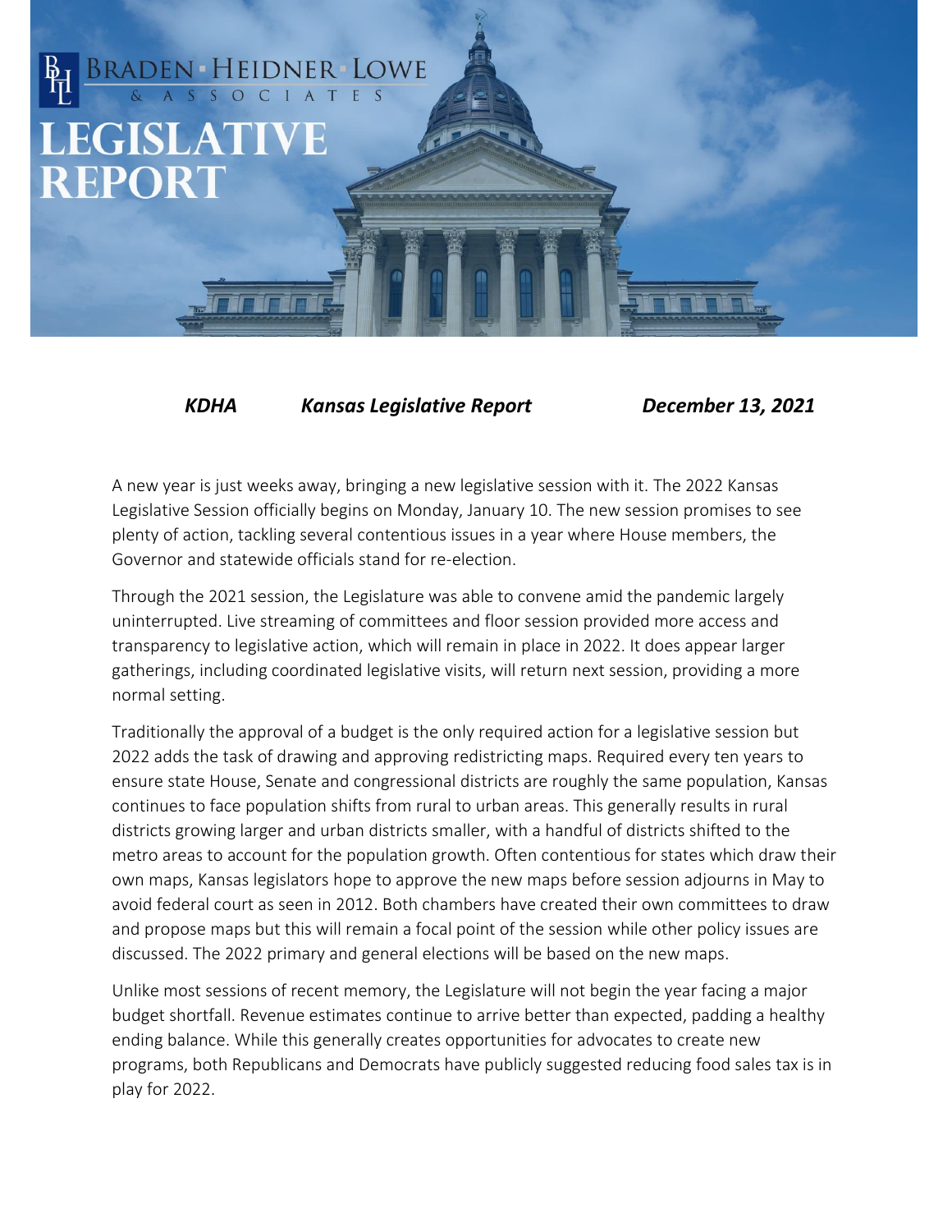# BRADEN · HEIDNER · LOWE & ASSOCIATES

# LEGISLATIVE REPORT

***KDHA*** &nbsp;&nbsp;&nbsp;&nbsp;&nbsp;&nbsp; ***Kansas Legislative Report*** &nbsp;&nbsp;&nbsp;&nbsp;&nbsp;&nbsp; ***December 13, 2021***

A new year is just weeks away, bringing a new legislative session with it. The 2022 Kansas Legislative Session officially begins on Monday, January 10. The new session promises to see plenty of action, tackling several contentious issues in a year where House members, the Governor and statewide officials stand for re-election.

Through the 2021 session, the Legislature was able to convene amid the pandemic largely uninterrupted. Live streaming of committees and floor session provided more access and transparency to legislative action, which will remain in place in 2022. It does appear larger gatherings, including coordinated legislative visits, will return next session, providing a more normal setting.

Traditionally the approval of a budget is the only required action for a legislative session but 2022 adds the task of drawing and approving redistricting maps. Required every ten years to ensure state House, Senate and congressional districts are roughly the same population, Kansas continues to face population shifts from rural to urban areas. This generally results in rural districts growing larger and urban districts smaller, with a handful of districts shifted to the metro areas to account for the population growth. Often contentious for states which draw their own maps, Kansas legislators hope to approve the new maps before session adjourns in May to avoid federal court as seen in 2012. Both chambers have created their own committees to draw and propose maps but this will remain a focal point of the session while other policy issues are discussed. The 2022 primary and general elections will be based on the new maps.

Unlike most sessions of recent memory, the Legislature will not begin the year facing a major budget shortfall. Revenue estimates continue to arrive better than expected, padding a healthy ending balance. While this generally creates opportunities for advocates to create new programs, both Republicans and Democrats have publicly suggested reducing food sales tax is in play for 2022.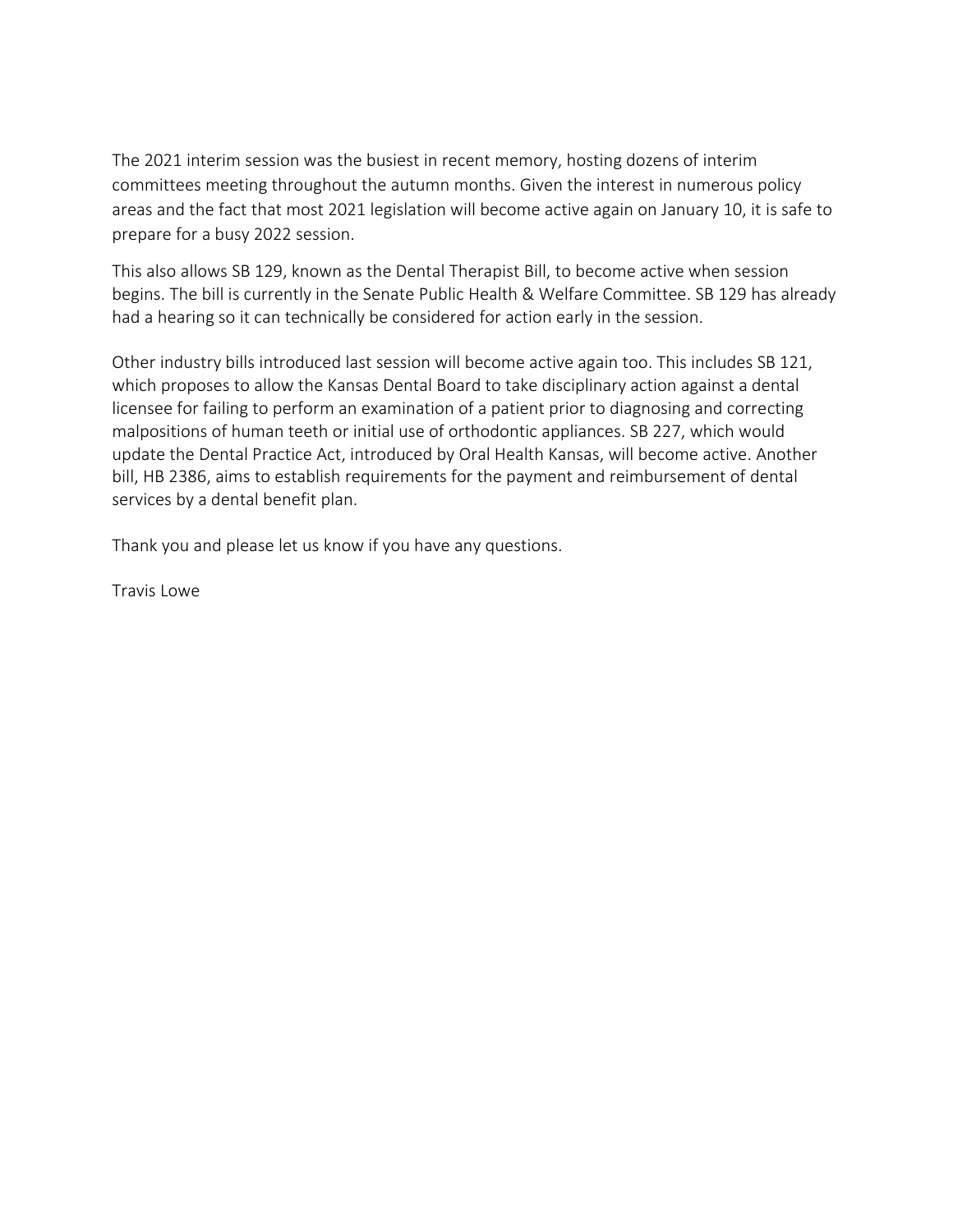The 2021 interim session was the busiest in recent memory, hosting dozens of interim committees meeting throughout the autumn months. Given the interest in numerous policy areas and the fact that most 2021 legislation will become active again on January 10, it is safe to prepare for a busy 2022 session.

This also allows SB 129, known as the Dental Therapist Bill, to become active when session begins. The bill is currently in the Senate Public Health & Welfare Committee. SB 129 has already had a hearing so it can technically be considered for action early in the session.

Other industry bills introduced last session will become active again too. This includes SB 121, which proposes to allow the Kansas Dental Board to take disciplinary action against a dental licensee for failing to perform an examination of a patient prior to diagnosing and correcting malpositions of human teeth or initial use of orthodontic appliances. SB 227, which would update the Dental Practice Act, introduced by Oral Health Kansas, will become active. Another bill, HB 2386, aims to establish requirements for the payment and reimbursement of dental services by a dental benefit plan.

Thank you and please let us know if you have any questions.

Travis Lowe